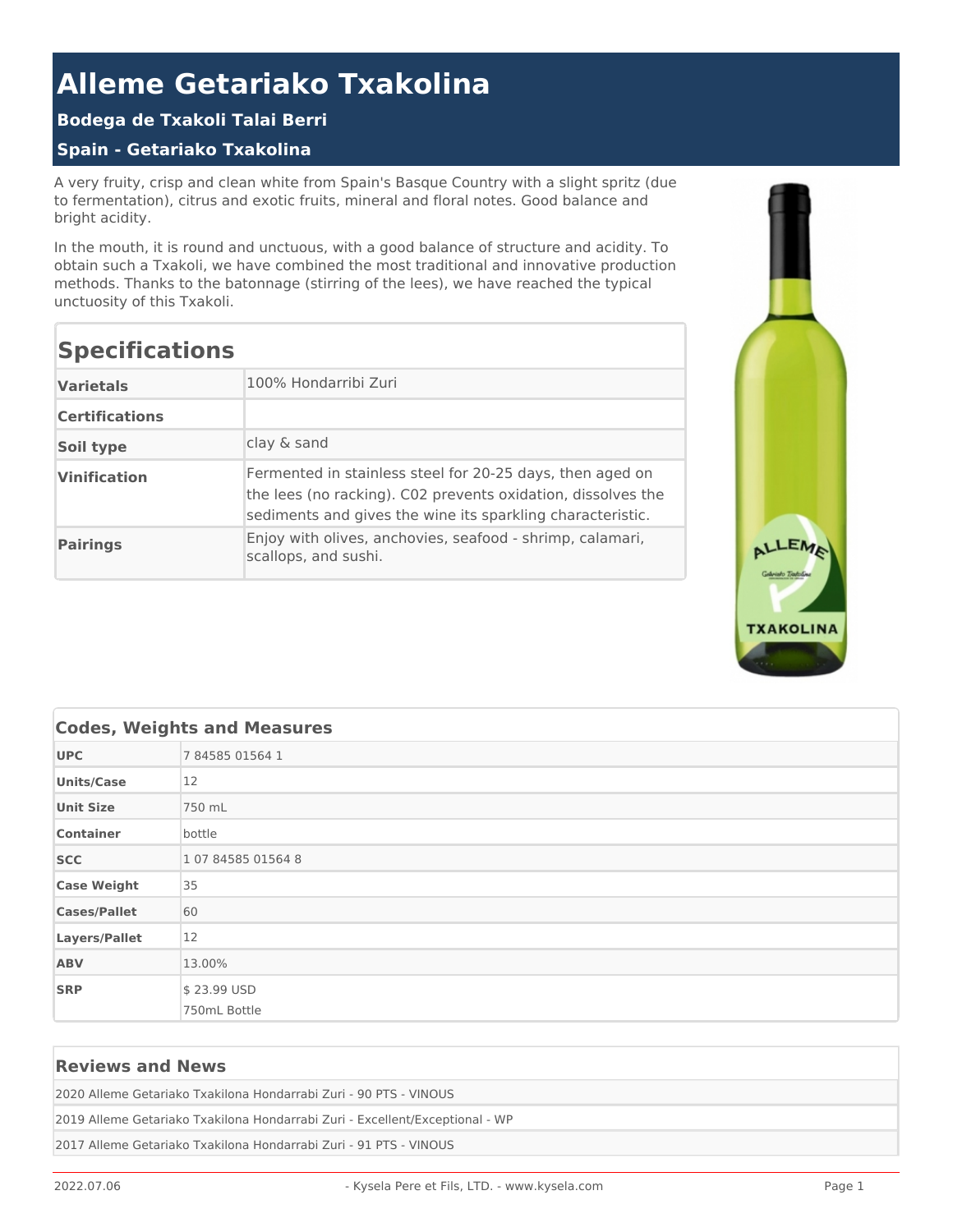# Alleme Getariako Txakolina

### Bodega de Txakoli Talai Berri

### Spain - Getariako Txakolina

A very fruity, crisp and clean white from Spain's Basque Country with a slight spritz (due to fermentation), citrus and exotic fruits, mineral and floral notes. Good balance and bright acidity.

In the mouth, it is round and unctuous, with a good balance of structure and acidity. To obtain such a Txakoli, we have combined the most traditional and innovative production methods. Thanks to the batonnage (stirring of the lees), we have reached the typical unctuosity of this Txakoli.

## Specifications

| | |
|---|---|
| **Varietals** | 100% Hondarribi Zuri |
| **Certifications** | |
| **Soil type** | clay & sand |
| **Vinification** | Fermented in stainless steel for 20-25 days, then aged on the lees (no racking). C02 prevents oxidation, dissolves the sediments and gives the wine its sparkling characteristic. |
| **Pairings** | Enjoy with olives, anchovies, seafood - shrimp, calamari, scallops, and sushi. |

### Codes, Weights and Measures

| | |
|---|---|
| **UPC** | 7 84585 01564 1 |
| **Units/Case** | 12 |
| **Unit Size** | 750 mL |
| **Container** | bottle |
| **SCC** | 1 07 84585 01564 8 |
| **Case Weight** | 35 |
| **Cases/Pallet** | 60 |
| **Layers/Pallet** | 12 |
| **ABV** | 13.00% |
| **SRP** | $ 23.99 USD<br>750mL Bottle |

### Reviews and News

- 2020 Alleme Getariako Txakilona Hondarrabi Zuri - 90 PTS - VINOUS
- 2019 Alleme Getariako Txakilona Hondarrabi Zuri - Excellent/Exceptional - WP
- 2017 Alleme Getariako Txakilona Hondarrabi Zuri - 91 PTS - VINOUS

2022.07.06 - Kysela Pere et Fils, LTD. - www.kysela.com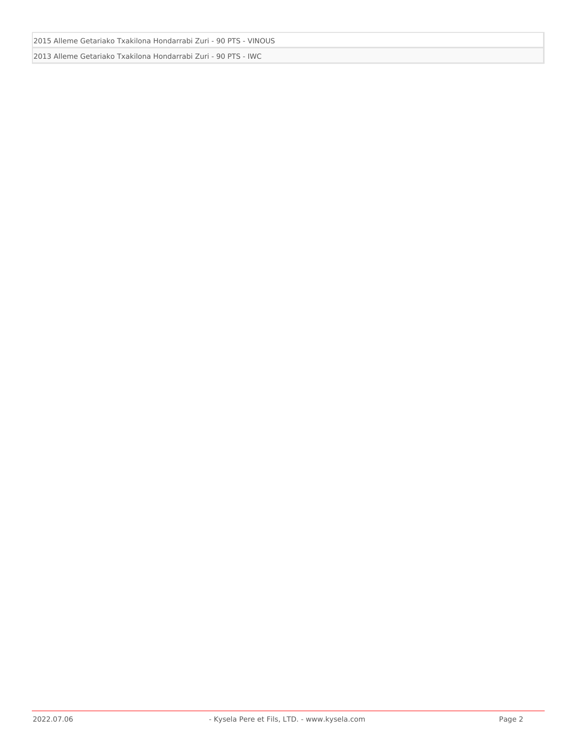| |
|---|
| 2015 Alleme Getariako Txakilona Hondarrabi Zuri - 90 PTS - VINOUS |
| 2013 Alleme Getariako Txakilona Hondarrabi Zuri - 90 PTS - IWC |